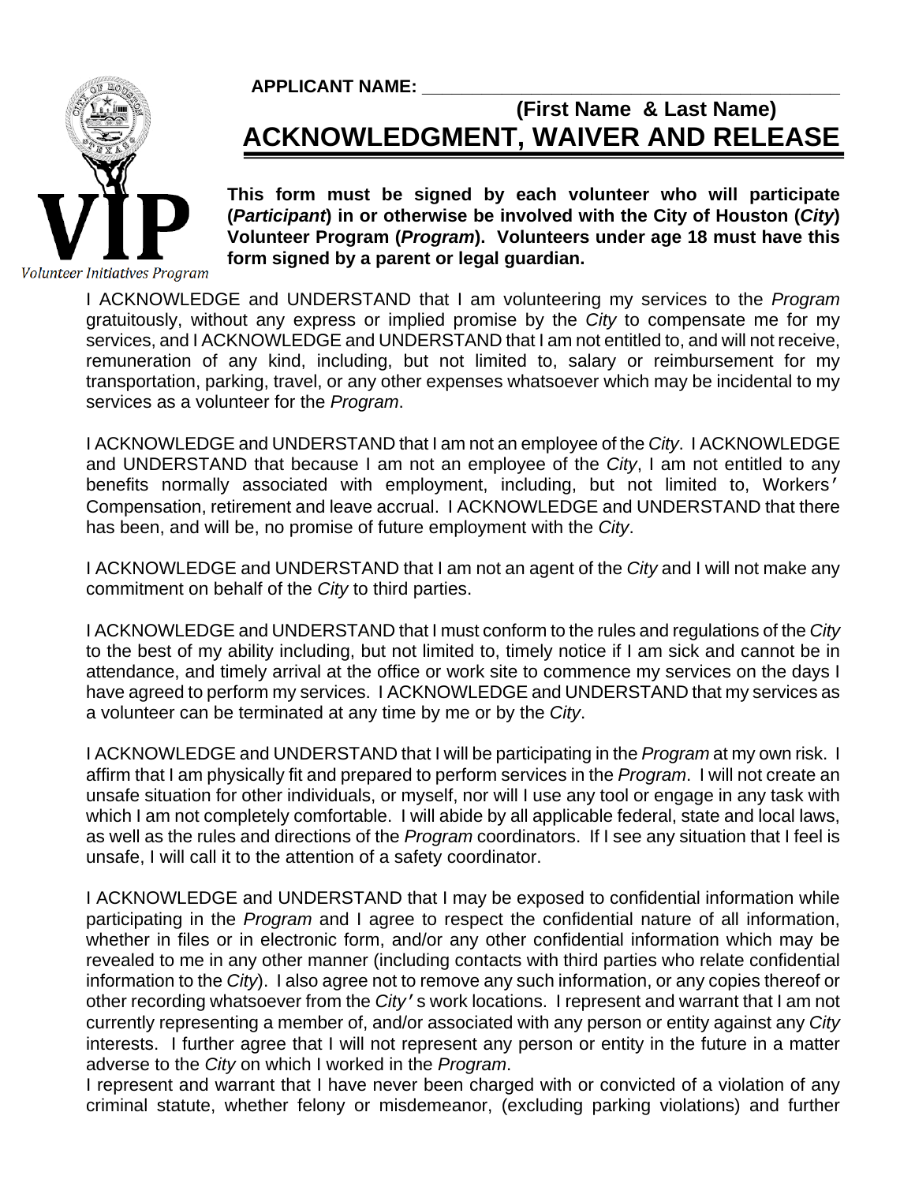**APPLICANT NAME:** ________________________________________

**(First Name & Last Name)**

# ACKNOWLEDGMENT, WAIVER AND RELEASE

Volunteer Initiatives Program

**This form must be signed by each volunteer who will participate (*Participant*) in or otherwise be involved with the City of Houston (*City*) Volunteer Program (*Program*). Volunteers under age 18 must have this form signed by a parent or legal guardian.**

I ACKNOWLEDGE and UNDERSTAND that I am volunteering my services to the *Program* gratuitously, without any express or implied promise by the *City* to compensate me for my services, and I ACKNOWLEDGE and UNDERSTAND that I am not entitled to, and will not receive, remuneration of any kind, including, but not limited to, salary or reimbursement for my transportation, parking, travel, or any other expenses whatsoever which may be incidental to my services as a volunteer for the *Program*.

I ACKNOWLEDGE and UNDERSTAND that I am not an employee of the *City*. I ACKNOWLEDGE and UNDERSTAND that because I am not an employee of the *City*, I am not entitled to any benefits normally associated with employment, including, but not limited to, Workers' Compensation, retirement and leave accrual. I ACKNOWLEDGE and UNDERSTAND that there has been, and will be, no promise of future employment with the *City*.

I ACKNOWLEDGE and UNDERSTAND that I am not an agent of the *City* and I will not make any commitment on behalf of the *City* to third parties.

I ACKNOWLEDGE and UNDERSTAND that I must conform to the rules and regulations of the *City* to the best of my ability including, but not limited to, timely notice if I am sick and cannot be in attendance, and timely arrival at the office or work site to commence my services on the days I have agreed to perform my services. I ACKNOWLEDGE and UNDERSTAND that my services as a volunteer can be terminated at any time by me or by the *City*.

I ACKNOWLEDGE and UNDERSTAND that I will be participating in the *Program* at my own risk. I affirm that I am physically fit and prepared to perform services in the *Program*. I will not create an unsafe situation for other individuals, or myself, nor will I use any tool or engage in any task with which I am not completely comfortable. I will abide by all applicable federal, state and local laws, as well as the rules and directions of the *Program* coordinators. If I see any situation that I feel is unsafe, I will call it to the attention of a safety coordinator.

I ACKNOWLEDGE and UNDERSTAND that I may be exposed to confidential information while participating in the *Program* and I agree to respect the confidential nature of all information, whether in files or in electronic form, and/or any other confidential information which may be revealed to me in any other manner (including contacts with third parties who relate confidential information to the *City*). I also agree not to remove any such information, or any copies thereof or other recording whatsoever from the *City*'s work locations. I represent and warrant that I am not currently representing a member of, and/or associated with any person or entity against any *City* interests. I further agree that I will not represent any person or entity in the future in a matter adverse to the *City* on which I worked in the *Program*.

I represent and warrant that I have never been charged with or convicted of a violation of any criminal statute, whether felony or misdemeanor, (excluding parking violations) and further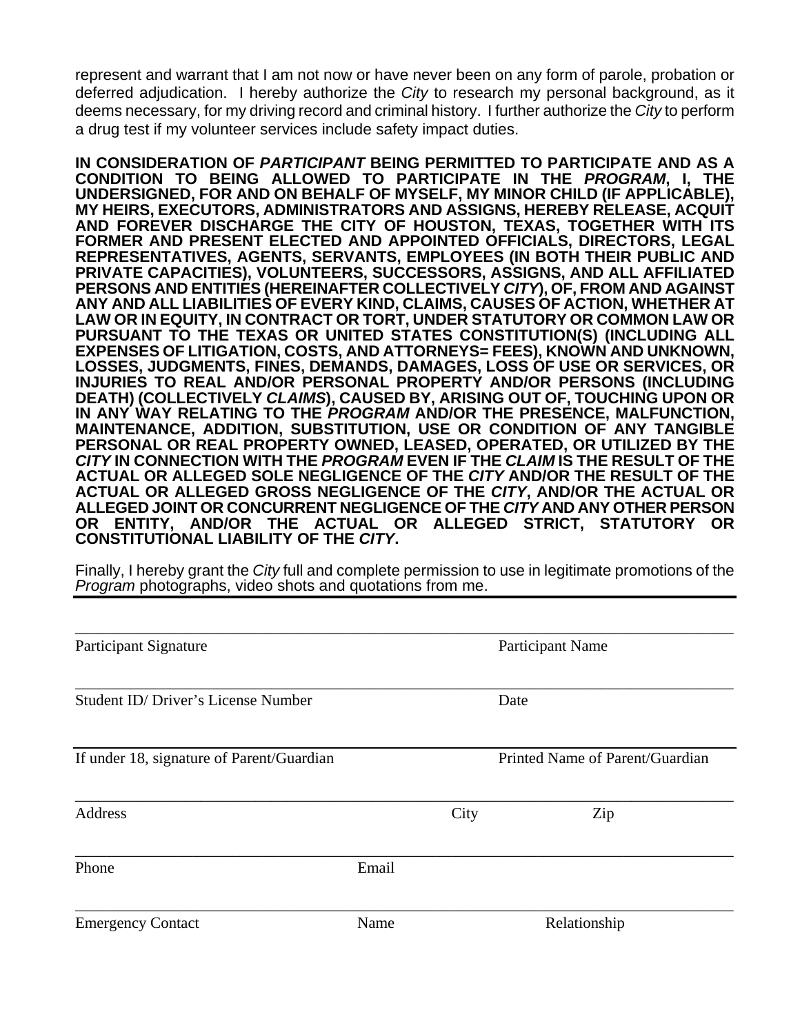represent and warrant that I am not now or have never been on any form of parole, probation or deferred adjudication. I hereby authorize the *City* to research my personal background, as it deems necessary, for my driving record and criminal history. I further authorize the *City* to perform a drug test if my volunteer services include safety impact duties.

**IN CONSIDERATION OF *PARTICIPANT* BEING PERMITTED TO PARTICIPATE AND AS A CONDITION TO BEING ALLOWED TO PARTICIPATE IN THE *PROGRAM*, I, THE UNDERSIGNED, FOR AND ON BEHALF OF MYSELF, MY MINOR CHILD (IF APPLICABLE), MY HEIRS, EXECUTORS, ADMINISTRATORS AND ASSIGNS, HEREBY RELEASE, ACQUIT AND FOREVER DISCHARGE THE CITY OF HOUSTON, TEXAS, TOGETHER WITH ITS FORMER AND PRESENT ELECTED AND APPOINTED OFFICIALS, DIRECTORS, LEGAL REPRESENTATIVES, AGENTS, SERVANTS, EMPLOYEES (IN BOTH THEIR PUBLIC AND PRIVATE CAPACITIES), VOLUNTEERS, SUCCESSORS, ASSIGNS, AND ALL AFFILIATED PERSONS AND ENTITIES (HEREINAFTER COLLECTIVELY *CITY*), OF, FROM AND AGAINST ANY AND ALL LIABILITIES OF EVERY KIND, CLAIMS, CAUSES OF ACTION, WHETHER AT LAW OR IN EQUITY, IN CONTRACT OR TORT, UNDER STATUTORY OR COMMON LAW OR PURSUANT TO THE TEXAS OR UNITED STATES CONSTITUTION(S) (INCLUDING ALL EXPENSES OF LITIGATION, COSTS, AND ATTORNEYS= FEES), KNOWN AND UNKNOWN, LOSSES, JUDGMENTS, FINES, DEMANDS, DAMAGES, LOSS OF USE OR SERVICES, OR INJURIES TO REAL AND/OR PERSONAL PROPERTY AND/OR PERSONS (INCLUDING DEATH) (COLLECTIVELY *CLAIMS*), CAUSED BY, ARISING OUT OF, TOUCHING UPON OR IN ANY WAY RELATING TO THE *PROGRAM* AND/OR THE PRESENCE, MALFUNCTION, MAINTENANCE, ADDITION, SUBSTITUTION, USE OR CONDITION OF ANY TANGIBLE PERSONAL OR REAL PROPERTY OWNED, LEASED, OPERATED, OR UTILIZED BY THE *CITY* IN CONNECTION WITH THE *PROGRAM* EVEN IF THE *CLAIM* IS THE RESULT OF THE ACTUAL OR ALLEGED SOLE NEGLIGENCE OF THE *CITY* AND/OR THE RESULT OF THE ACTUAL OR ALLEGED GROSS NEGLIGENCE OF THE *CITY*, AND/OR THE ACTUAL OR ALLEGED JOINT OR CONCURRENT NEGLIGENCE OF THE *CITY* AND ANY OTHER PERSON OR ENTITY, AND/OR THE ACTUAL OR ALLEGED STRICT, STATUTORY OR CONSTITUTIONAL LIABILITY OF THE *CITY*.**

Finally, I hereby grant the *City* full and complete permission to use in legitimate promotions of the *Program* photographs, video shots and quotations from me.

---

\_\_\_\_\_\_\_\_\_\_\_\_\_\_\_\_\_\_\_\_\_\_\_\_\_\_\_\_\_\_\_\_\_\_\_\_\_\_\_\_\_\_\_\_\_\_\_\_\_\_\_\_\_\_\_\_\_\_\_\_\_\_\_\_\_\_\_\_\_\_\_\_

Participant Signature                    Participant Name

\_\_\_\_\_\_\_\_\_\_\_\_\_\_\_\_\_\_\_\_\_\_\_\_\_\_\_\_\_\_\_\_\_\_\_\_\_\_\_\_\_\_\_\_\_\_\_\_\_\_\_\_\_\_\_\_\_\_\_\_\_\_\_\_\_\_\_\_\_\_\_\_

Student ID/ Driver's License Number                    Date

\_\_\_\_\_\_\_\_\_\_\_\_\_\_\_\_\_\_\_\_\_\_\_\_\_\_\_\_\_\_\_\_\_\_\_\_\_\_\_\_\_\_\_\_\_\_\_\_\_\_\_\_\_\_\_\_\_\_\_\_\_\_\_\_\_\_\_\_\_\_\_\_

If under 18, signature of Parent/Guardian                    Printed Name of Parent/Guardian

\_\_\_\_\_\_\_\_\_\_\_\_\_\_\_\_\_\_\_\_\_\_\_\_\_\_\_\_\_\_\_\_\_\_\_\_\_\_\_\_\_\_\_\_\_\_\_\_\_\_\_\_\_\_\_\_\_\_\_\_\_\_\_\_\_\_\_\_\_\_\_\_

Address                    City                    Zip

\_\_\_\_\_\_\_\_\_\_\_\_\_\_\_\_\_\_\_\_\_\_\_\_\_\_\_\_\_\_\_\_\_\_\_\_\_\_\_\_\_\_\_\_\_\_\_\_\_\_\_\_\_\_\_\_\_\_\_\_\_\_\_\_\_\_\_\_\_\_\_\_

Phone                    Email

\_\_\_\_\_\_\_\_\_\_\_\_\_\_\_\_\_\_\_\_\_\_\_\_\_\_\_\_\_\_\_\_\_\_\_\_\_\_\_\_\_\_\_\_\_\_\_\_\_\_\_\_\_\_\_\_\_\_\_\_\_\_\_\_\_\_\_\_\_\_\_\_

Emergency Contact                    Name                    Relationship